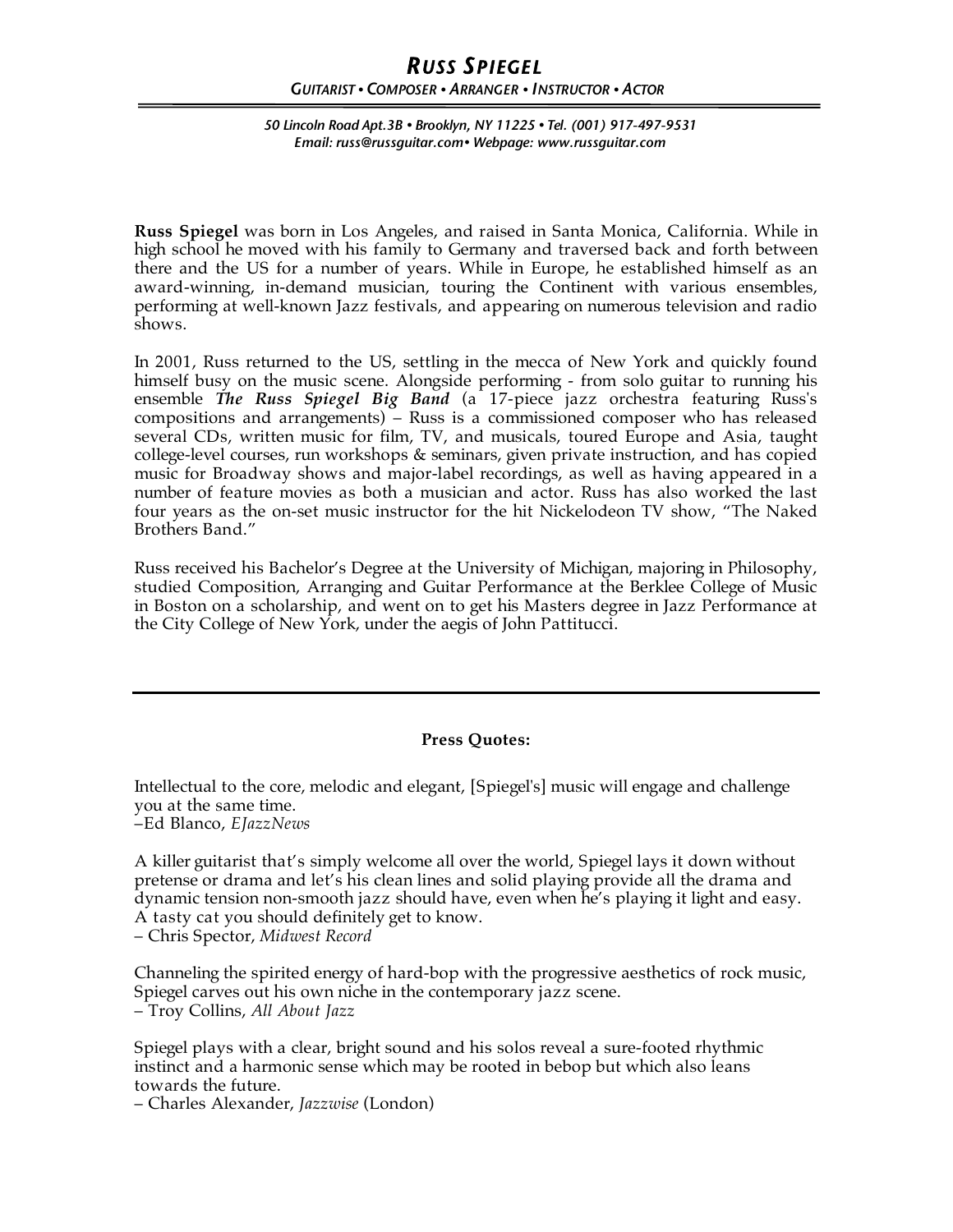# RUSS SPIEGEL

*GUITARIST • COMPOSER • ARRANGER • INSTRUCTOR • ACTOR*

*50 Lincoln Road Apt.3B • Brooklyn, NY 11225 • Tel. (001) 917-497-9531*
*Email: russ@russguitar.com• Webpage: www.russguitar.com*

**Russ Spiegel** was born in Los Angeles, and raised in Santa Monica, California. While in high school he moved with his family to Germany and traversed back and forth between there and the US for a number of years. While in Europe, he established himself as an award-winning, in-demand musician, touring the Continent with various ensembles, performing at well-known Jazz festivals, and appearing on numerous television and radio shows.

In 2001, Russ returned to the US, settling in the mecca of New York and quickly found himself busy on the music scene. Alongside performing - from solo guitar to running his ensemble ***The Russ Spiegel Big Band*** (a 17-piece jazz orchestra featuring Russ's compositions and arrangements) – Russ is a commissioned composer who has released several CDs, written music for film, TV, and musicals, toured Europe and Asia, taught college-level courses, run workshops & seminars, given private instruction, and has copied music for Broadway shows and major-label recordings, as well as having appeared in a number of feature movies as both a musician and actor. Russ has also worked the last four years as the on-set music instructor for the hit Nickelodeon TV show, "The Naked Brothers Band."

Russ received his Bachelor's Degree at the University of Michigan, majoring in Philosophy, studied Composition, Arranging and Guitar Performance at the Berklee College of Music in Boston on a scholarship, and went on to get his Masters degree in Jazz Performance at the City College of New York, under the aegis of John Pattitucci.

---

**Press Quotes:**

Intellectual to the core, melodic and elegant, [Spiegel's] music will engage and challenge you at the same time.
–Ed Blanco, *EJazzNews*

A killer guitarist that's simply welcome all over the world, Spiegel lays it down without pretense or drama and let's his clean lines and solid playing provide all the drama and dynamic tension non-smooth jazz should have, even when he's playing it light and easy. A tasty cat you should definitely get to know.
– Chris Spector, *Midwest Record*

Channeling the spirited energy of hard-bop with the progressive aesthetics of rock music, Spiegel carves out his own niche in the contemporary jazz scene.
– Troy Collins, *All About Jazz*

Spiegel plays with a clear, bright sound and his solos reveal a sure-footed rhythmic instinct and a harmonic sense which may be rooted in bebop but which also leans towards the future.
– Charles Alexander, *Jazzwise* (London)